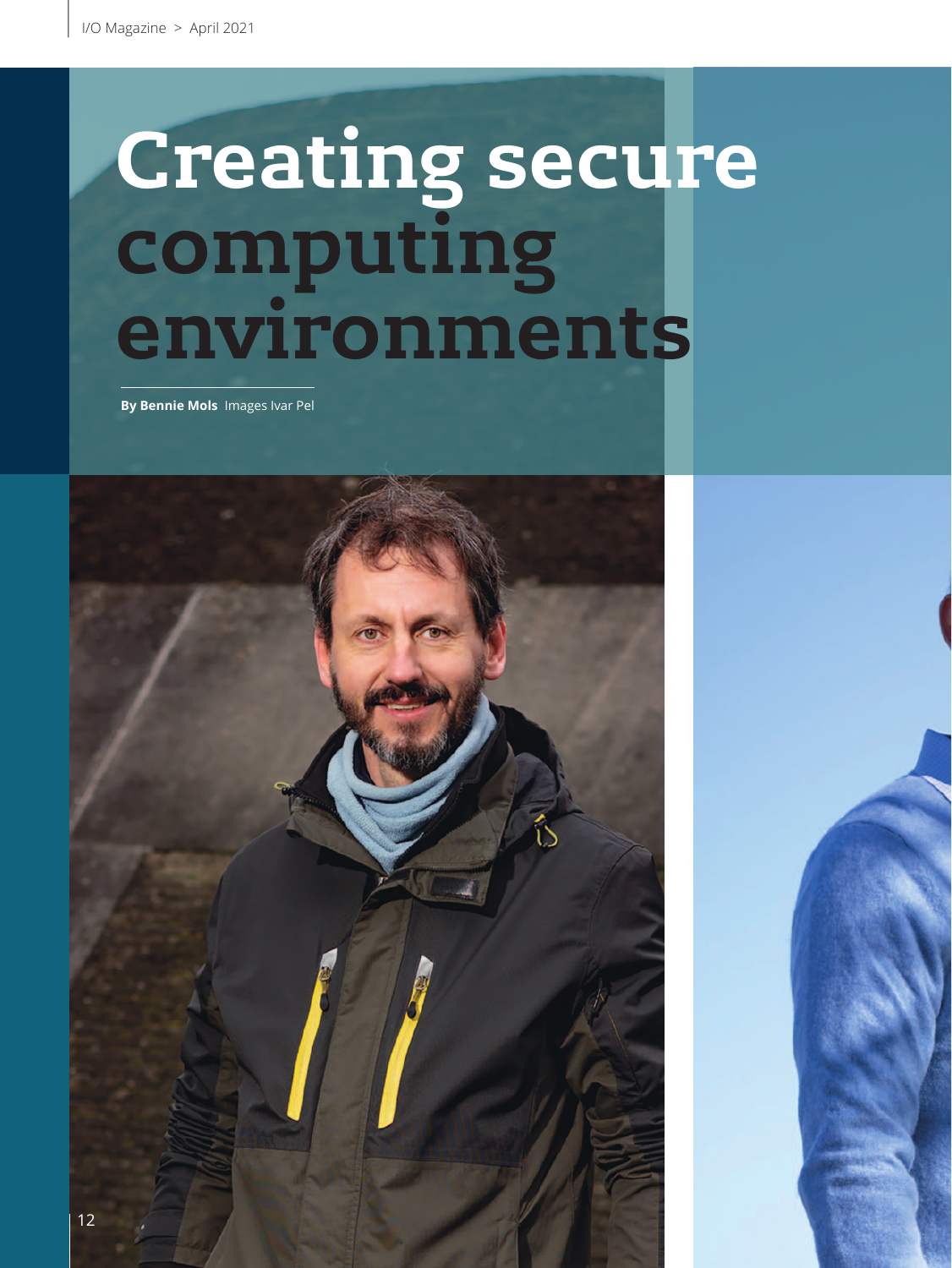# Creating secure computing environments

**By Bennie Mols** Images Ivar Pel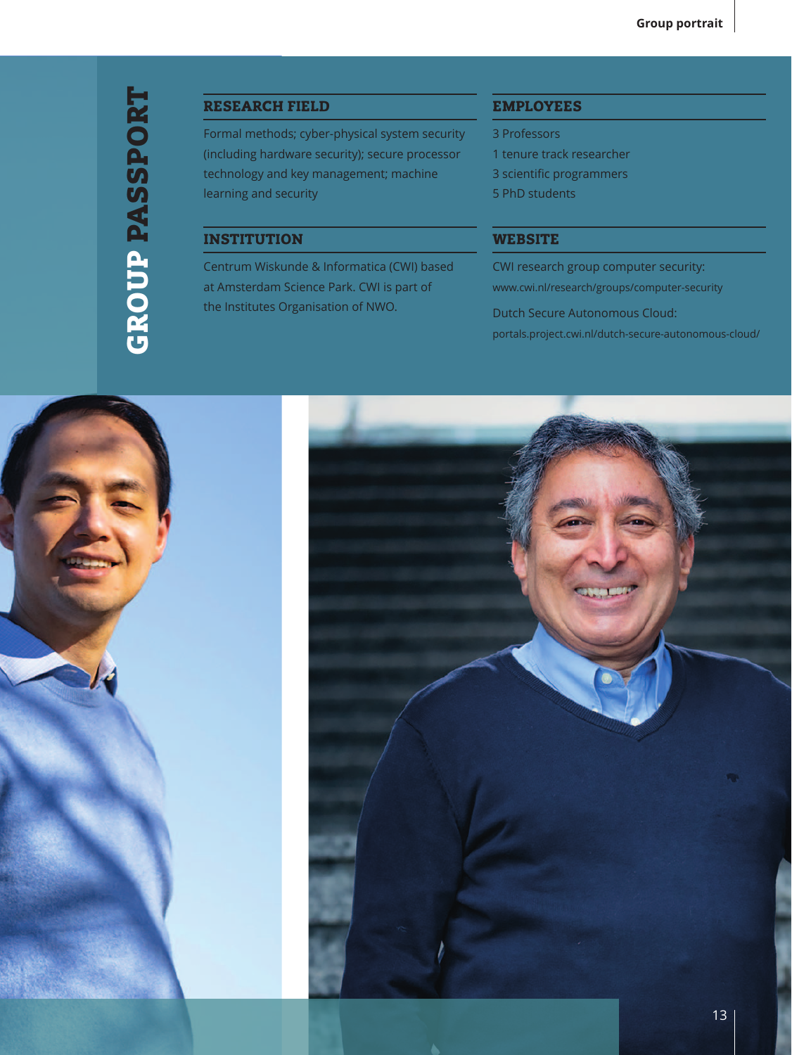# GROUP PASSPORT

## RESEARCH FIELD

Formal methods; cyber-physical system security (including hardware security); secure processor technology and key management; machine learning and security

## EMPLOYEES

3 Professors
1 tenure track researcher
3 scientific programmers
5 PhD students

## INSTITUTION

Centrum Wiskunde & Informatica (CWI) based at Amsterdam Science Park. CWI is part of the Institutes Organisation of NWO.

## WEBSITE

CWI research group computer security:
www.cwi.nl/research/groups/computer-security

Dutch Secure Autonomous Cloud:
portals.project.cwi.nl/dutch-secure-autonomous-cloud/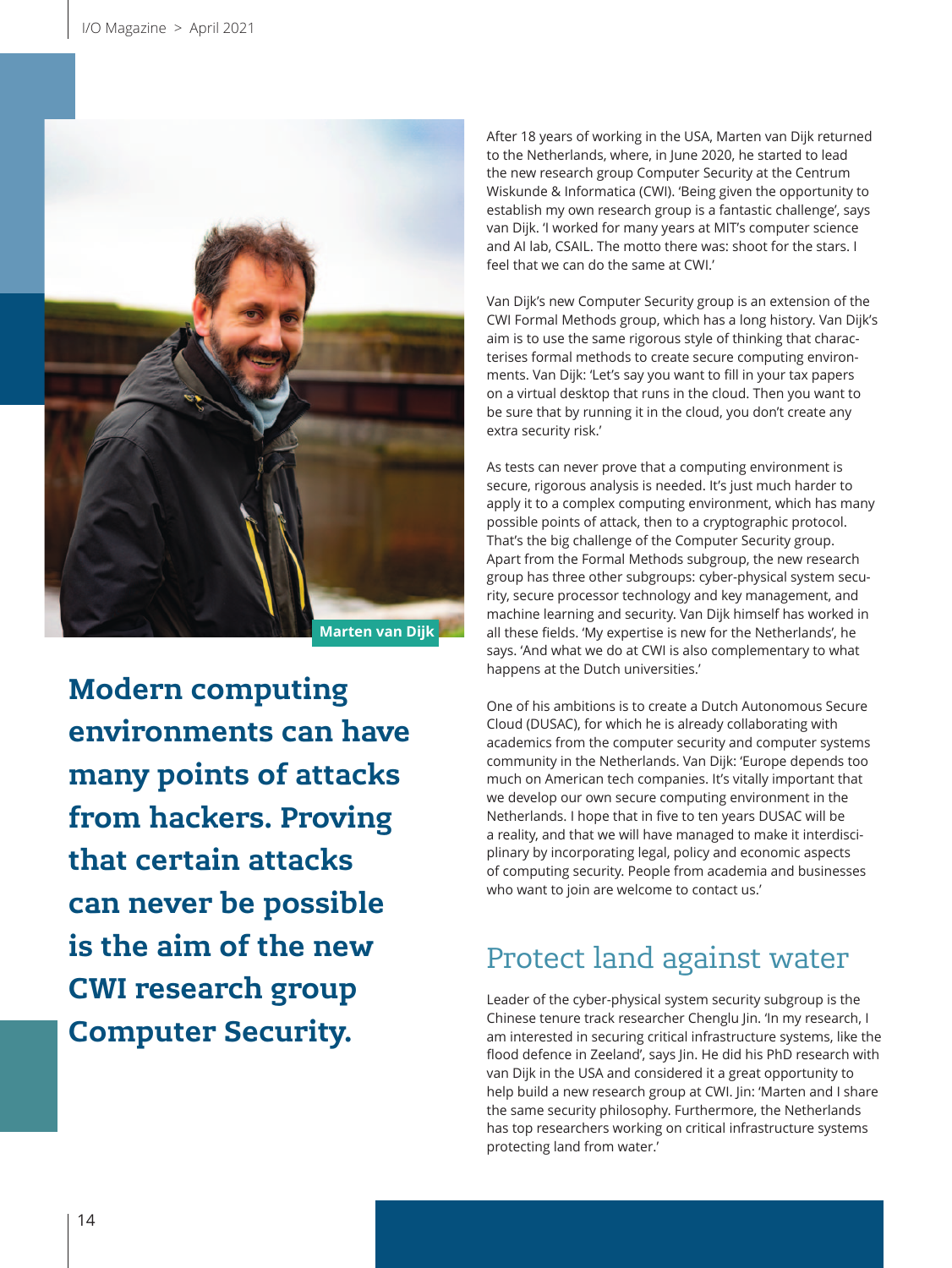Marten van Dijk

**Modern computing environments can have many points of attacks from hackers. Proving that certain attacks can never be possible is the aim of the new CWI research group Computer Security.**

After 18 years of working in the USA, Marten van Dijk returned to the Netherlands, where, in June 2020, he started to lead the new research group Computer Security at the Centrum Wiskunde & Informatica (CWI). 'Being given the opportunity to establish my own research group is a fantastic challenge', says van Dijk. 'I worked for many years at MIT's computer science and AI lab, CSAIL. The motto there was: shoot for the stars. I feel that we can do the same at CWI.'

Van Dijk's new Computer Security group is an extension of the CWI Formal Methods group, which has a long history. Van Dijk's aim is to use the same rigorous style of thinking that characterises formal methods to create secure computing environments. Van Dijk: 'Let's say you want to fill in your tax papers on a virtual desktop that runs in the cloud. Then you want to be sure that by running it in the cloud, you don't create any extra security risk.'

As tests can never prove that a computing environment is secure, rigorous analysis is needed. It's just much harder to apply it to a complex computing environment, which has many possible points of attack, then to a cryptographic protocol. That's the big challenge of the Computer Security group. Apart from the Formal Methods subgroup, the new research group has three other subgroups: cyber-physical system security, secure processor technology and key management, and machine learning and security. Van Dijk himself has worked in all these fields. 'My expertise is new for the Netherlands', he says. 'And what we do at CWI is also complementary to what happens at the Dutch universities.'

One of his ambitions is to create a Dutch Autonomous Secure Cloud (DUSAC), for which he is already collaborating with academics from the computer security and computer systems community in the Netherlands. Van Dijk: 'Europe depends too much on American tech companies. It's vitally important that we develop our own secure computing environment in the Netherlands. I hope that in five to ten years DUSAC will be a reality, and that we will have managed to make it interdisciplinary by incorporating legal, policy and economic aspects of computing security. People from academia and businesses who want to join are welcome to contact us.'

## Protect land against water

Leader of the cyber-physical system security subgroup is the Chinese tenure track researcher Chenglu Jin. 'In my research, I am interested in securing critical infrastructure systems, like the flood defence in Zeeland', says Jin. He did his PhD research with van Dijk in the USA and considered it a great opportunity to help build a new research group at CWI. Jin: 'Marten and I share the same security philosophy. Furthermore, the Netherlands has top researchers working on critical infrastructure systems protecting land from water.'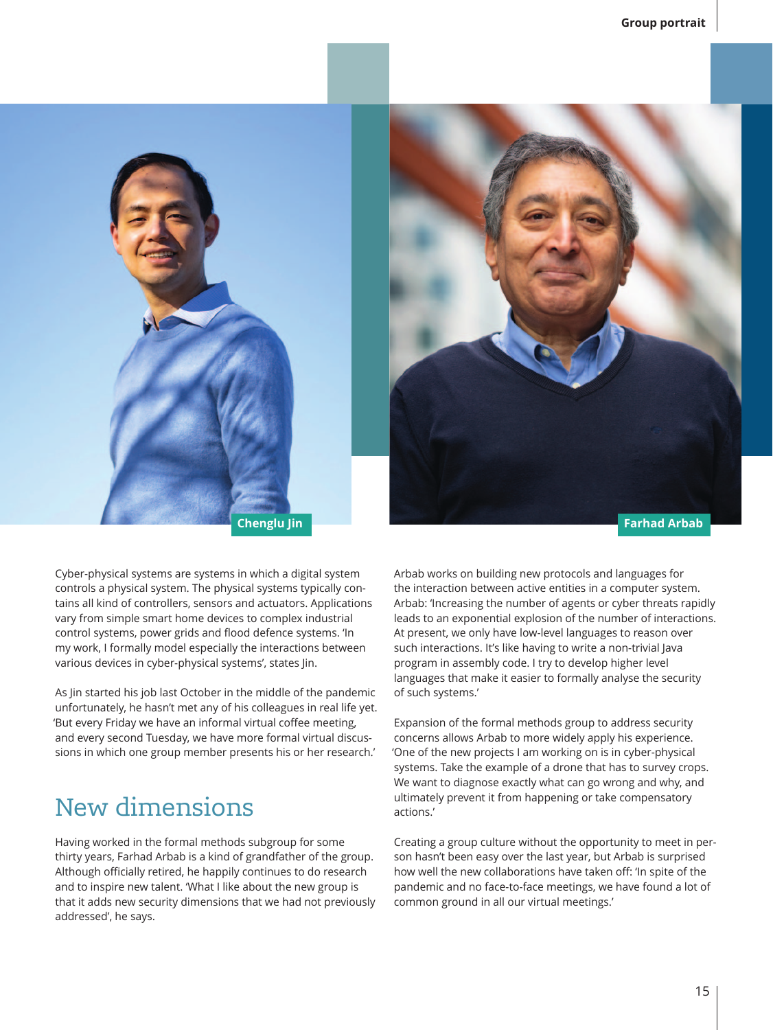Chenglu Jin

Farhad Arbab

Cyber-physical systems are systems in which a digital system controls a physical system. The physical systems typically contains all kind of controllers, sensors and actuators. Applications vary from simple smart home devices to complex industrial control systems, power grids and flood defence systems. 'In my work, I formally model especially the interactions between various devices in cyber-physical systems', states Jin.

As Jin started his job last October in the middle of the pandemic unfortunately, he hasn't met any of his colleagues in real life yet. 'But every Friday we have an informal virtual coffee meeting, and every second Tuesday, we have more formal virtual discussions in which one group member presents his or her research.'

## New dimensions

Having worked in the formal methods subgroup for some thirty years, Farhad Arbab is a kind of grandfather of the group. Although officially retired, he happily continues to do research and to inspire new talent. 'What I like about the new group is that it adds new security dimensions that we had not previously addressed', he says.

Arbab works on building new protocols and languages for the interaction between active entities in a computer system. Arbab: 'Increasing the number of agents or cyber threats rapidly leads to an exponential explosion of the number of interactions. At present, we only have low-level languages to reason over such interactions. It's like having to write a non-trivial Java program in assembly code. I try to develop higher level languages that make it easier to formally analyse the security of such systems.'

Expansion of the formal methods group to address security concerns allows Arbab to more widely apply his experience. 'One of the new projects I am working on is in cyber-physical systems. Take the example of a drone that has to survey crops. We want to diagnose exactly what can go wrong and why, and ultimately prevent it from happening or take compensatory actions.'

Creating a group culture without the opportunity to meet in person hasn't been easy over the last year, but Arbab is surprised how well the new collaborations have taken off: 'In spite of the pandemic and no face-to-face meetings, we have found a lot of common ground in all our virtual meetings.'